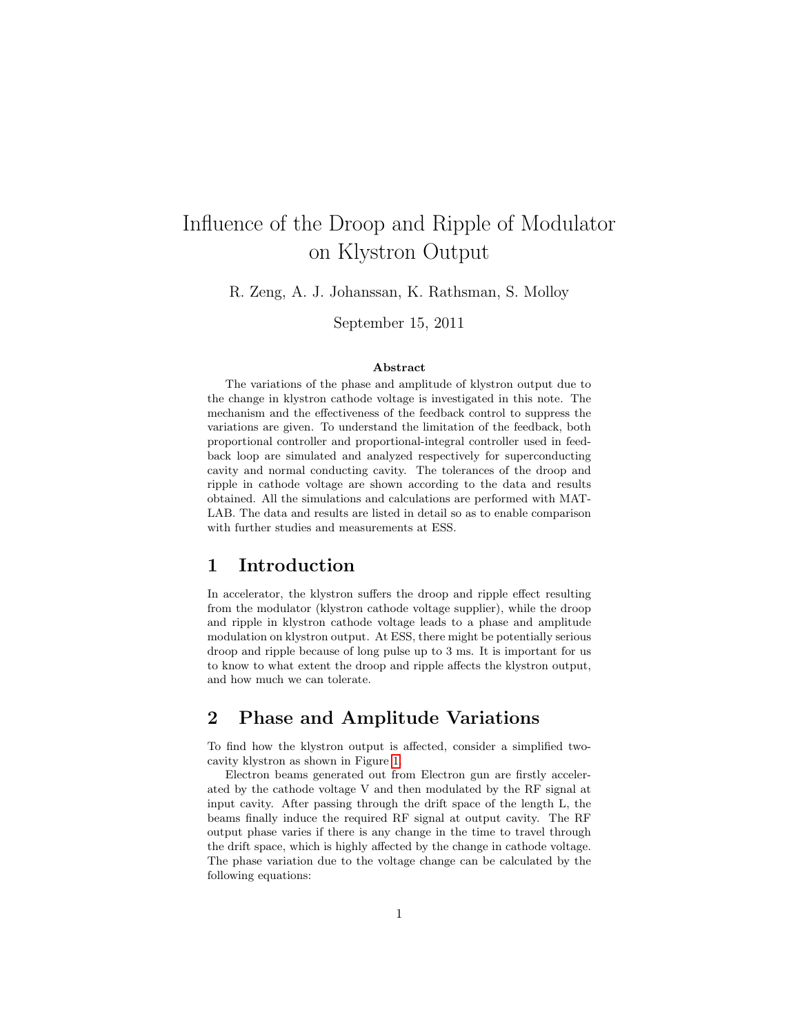# Influence of the Droop and Ripple of Modulator on Klystron Output

R. Zeng, A. J. Johanssan, K. Rathsman, S. Molloy

September 15, 2011

**Abstract**

The variations of the phase and amplitude of klystron output due to the change in klystron cathode voltage is investigated in this note. The mechanism and the effectiveness of the feedback control to suppress the variations are given. To understand the limitation of the feedback, both proportional controller and proportional-integral controller used in feedback loop are simulated and analyzed respectively for superconducting cavity and normal conducting cavity. The tolerances of the droop and ripple in cathode voltage are shown according to the data and results obtained. All the simulations and calculations are performed with MATLAB. The data and results are listed in detail so as to enable comparison with further studies and measurements at ESS.

## 1 Introduction

In accelerator, the klystron suffers the droop and ripple effect resulting from the modulator (klystron cathode voltage supplier), while the droop and ripple in klystron cathode voltage leads to a phase and amplitude modulation on klystron output. At ESS, there might be potentially serious droop and ripple because of long pulse up to 3 ms. It is important for us to know to what extent the droop and ripple affects the klystron output, and how much we can tolerate.

## 2 Phase and Amplitude Variations

To find how the klystron output is affected, consider a simplified two-cavity klystron as shown in Figure 1.

Electron beams generated out from Electron gun are firstly accelerated by the cathode voltage V and then modulated by the RF signal at input cavity. After passing through the drift space of the length L, the beams finally induce the required RF signal at output cavity. The RF output phase varies if there is any change in the time to travel through the drift space, which is highly affected by the change in cathode voltage. The phase variation due to the voltage change can be calculated by the following equations: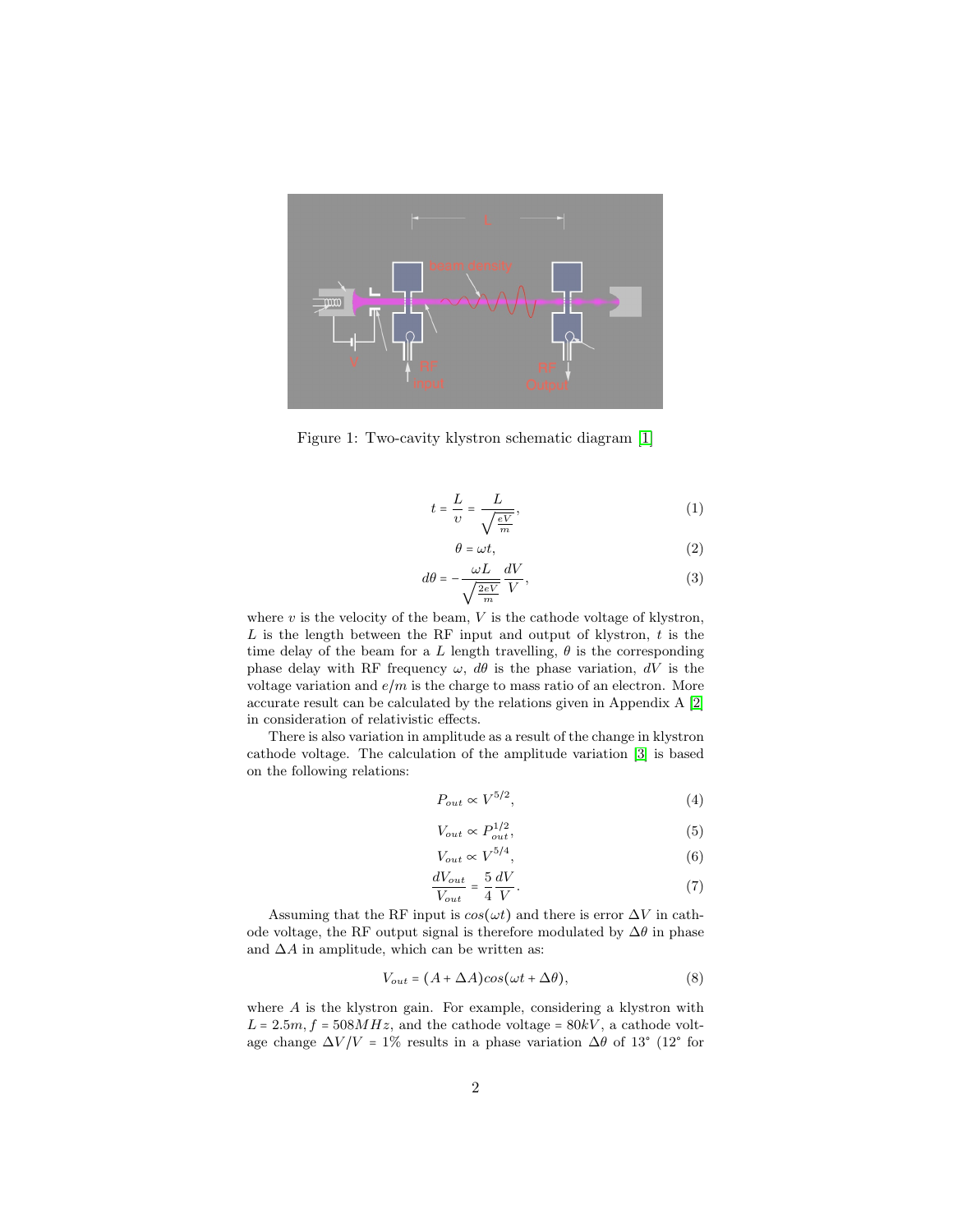Figure 1: Two-cavity klystron schematic diagram [1]

$$t = \frac{L}{v} = \frac{L}{\sqrt{\frac{eV}{m}}}, \tag{1}$$

$$\theta = \omega t, \tag{2}$$

$$d\theta = -\frac{\omega L}{\sqrt{\frac{2eV}{m}}} \frac{dV}{V}, \tag{3}$$

where $v$ is the velocity of the beam, $V$ is the cathode voltage of klystron, $L$ is the length between the RF input and output of klystron, $t$ is the time delay of the beam for a $L$ length travelling, $\theta$ is the corresponding phase delay with RF frequency $\omega$, $d\theta$ is the phase variation, $dV$ is the voltage variation and $e/m$ is the charge to mass ratio of an electron. More accurate result can be calculated by the relations given in Appendix A [2] in consideration of relativistic effects.

There is also variation in amplitude as a result of the change in klystron cathode voltage. The calculation of the amplitude variation [3] is based on the following relations:

$$P_{out} \propto V^{5/2}, \tag{4}$$

$$V_{out} \propto P_{out}^{1/2}, \tag{5}$$

$$V_{out} \propto V^{5/4}, \tag{6}$$

$$\frac{dV_{out}}{V_{out}} = \frac{5}{4} \frac{dV}{V}. \tag{7}$$

Assuming that the RF input is $cos(\omega t)$ and there is error $\Delta V$ in cathode voltage, the RF output signal is therefore modulated by $\Delta\theta$ in phase and $\Delta A$ in amplitude, which can be written as:

$$V_{out} = (A + \Delta A) cos(\omega t + \Delta\theta), \tag{8}$$

where $A$ is the klystron gain. For example, considering a klystron with $L = 2.5m$, $f = 508MHz$, and the cathode voltage $= 80kV$, a cathode voltage change $\Delta V/V = 1\%$ results in a phase variation $\Delta\theta$ of $13°$ ($12°$ for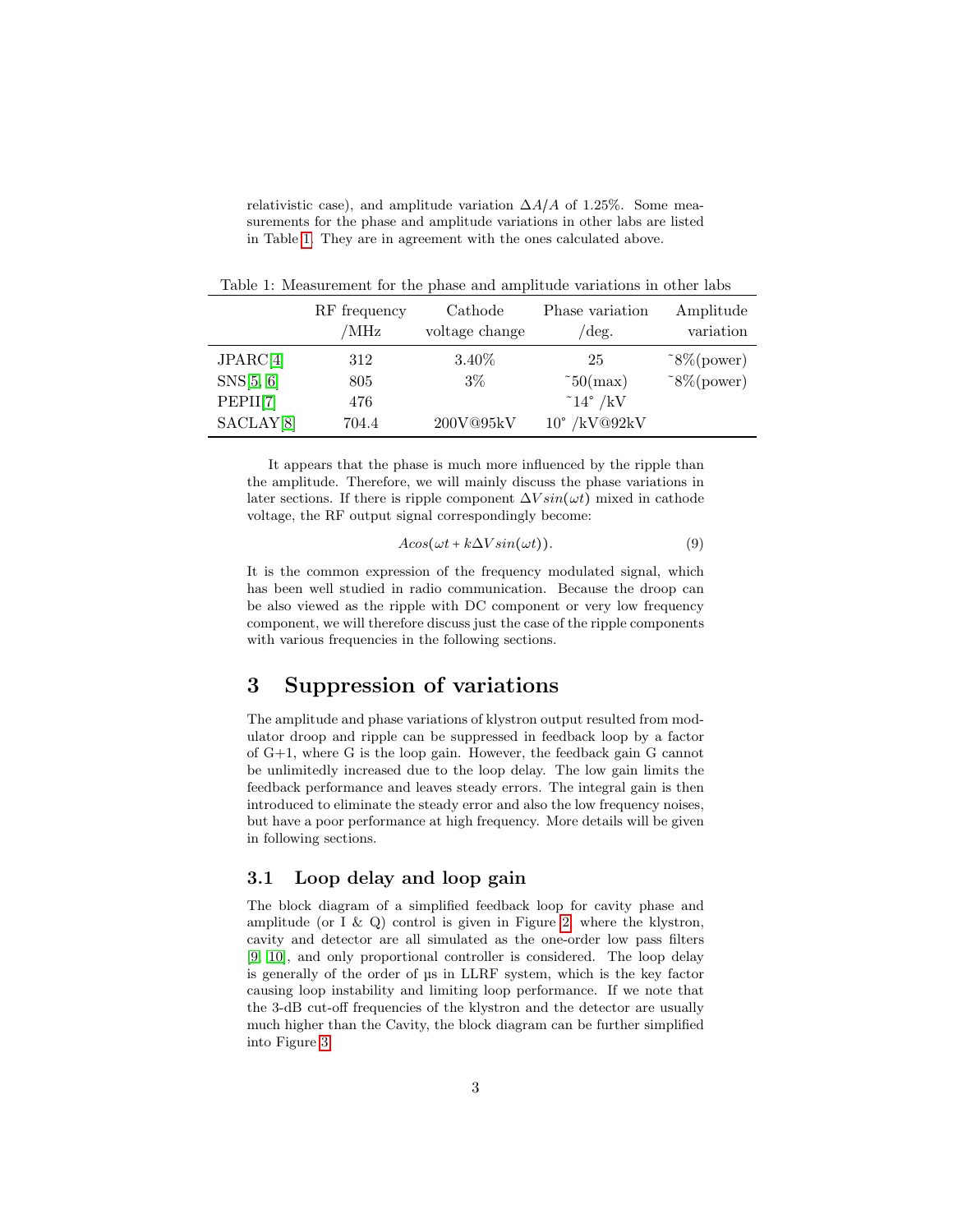relativistic case), and amplitude variation $\Delta A/A$ of 1.25%. Some measurements for the phase and amplitude variations in other labs are listed in Table 1. They are in agreement with the ones calculated above.

Table 1: Measurement for the phase and amplitude variations in other labs

| | RF frequency /MHz | Cathode voltage change | Phase variation /deg. | Amplitude variation |
|---|---|---|---|---|
| JPARC[4] | 312 | 3.40% | 25 | ˜8%(power) |
| SNS[5, 6] | 805 | 3% | ˜50(max) | ˜8%(power) |
| PEPII[7] | 476 | | ˜14° /kV | |
| SACLAY[8] | 704.4 | 200V@95kV | 10° /kV@92kV | |

It appears that the phase is much more influenced by the ripple than the amplitude. Therefore, we will mainly discuss the phase variations in later sections. If there is ripple component $\Delta V sin(\omega t)$ mixed in cathode voltage, the RF output signal correspondingly become:

$$A cos(\omega t + k\Delta V sin(\omega t)). \tag{9}$$

It is the common expression of the frequency modulated signal, which has been well studied in radio communication. Because the droop can be also viewed as the ripple with DC component or very low frequency component, we will therefore discuss just the case of the ripple components with various frequencies in the following sections.

# 3 Suppression of variations

The amplitude and phase variations of klystron output resulted from modulator droop and ripple can be suppressed in feedback loop by a factor of G+1, where G is the loop gain. However, the feedback gain G cannot be unlimitedly increased due to the loop delay. The low gain limits the feedback performance and leaves steady errors. The integral gain is then introduced to eliminate the steady error and also the low frequency noises, but have a poor performance at high frequency. More details will be given in following sections.

## 3.1 Loop delay and loop gain

The block diagram of a simplified feedback loop for cavity phase and amplitude (or I & Q) control is given in Figure 2, where the klystron, cavity and detector are all simulated as the one-order low pass filters [9, 10], and only proportional controller is considered. The loop delay is generally of the order of µs in LLRF system, which is the key factor causing loop instability and limiting loop performance. If we note that the 3-dB cut-off frequencies of the klystron and the detector are usually much higher than the Cavity, the block diagram can be further simplified into Figure 3.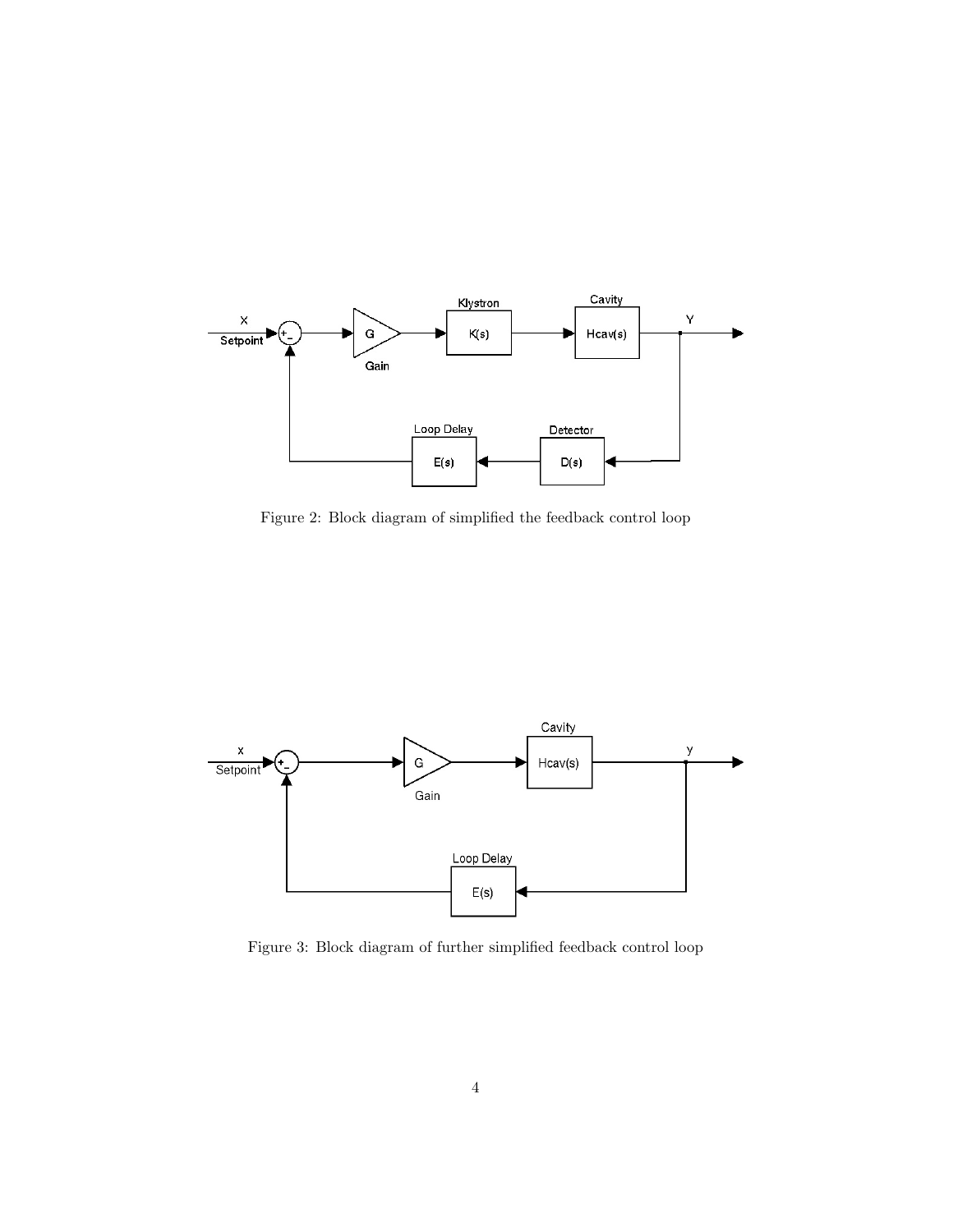Figure 2: Block diagram of simplified the feedback control loop

Figure 3: Block diagram of further simplified feedback control loop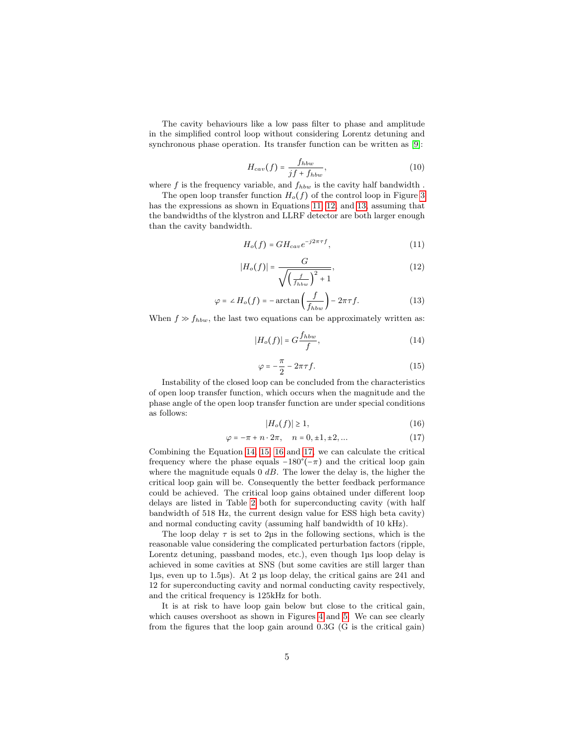The cavity behaviours like a low pass filter to phase and amplitude in the simplified control loop without considering Lorentz detuning and synchronous phase operation. Its transfer function can be written as [9]:

$$H_{cav}(f) = \frac{f_{hbw}}{jf + f_{hbw}}, \tag{10}$$

where $f$ is the frequency variable, and $f_{hbw}$ is the cavity half bandwidth .

The open loop transfer function $H_o(f)$ of the control loop in Figure 3 has the expressions as shown in Equations 11, 12, and 13, assuming that the bandwidths of the klystron and LLRF detector are both larger enough than the cavity bandwidth.

$$H_o(f) = GH_{cav}e^{-j2\pi\tau f}, \tag{11}$$

$$|H_o(f)| = \frac{G}{\sqrt{\left(\frac{f}{f_{hbw}}\right)^2 + 1}}, \tag{12}$$

$$\varphi = \angle H_o(f) = -\arctan\left(\frac{f}{f_{hbw}}\right) - 2\pi\tau f. \tag{13}$$

When $f \gg f_{hbw}$, the last two equations can be approximately written as:

$$|H_o(f)| = G\frac{f_{hbw}}{f}, \tag{14}$$

$$\varphi = -\frac{\pi}{2} - 2\pi\tau f. \tag{15}$$

Instability of the closed loop can be concluded from the characteristics of open loop transfer function, which occurs when the magnitude and the phase angle of the open loop transfer function are under special conditions as follows:

$$|H_o(f)| \geq 1, \tag{16}$$

$$\varphi = -\pi + n \cdot 2\pi, \quad n = 0, \pm 1, \pm 2, ... \tag{17}$$

Combining the Equation 14, 15, 16 and 17, we can calculate the critical frequency where the phase equals $-180^{\circ}(-\pi)$ and the critical loop gain where the magnitude equals 0 $dB$. The lower the delay is, the higher the critical loop gain will be. Consequently the better feedback performance could be achieved. The critical loop gains obtained under different loop delays are listed in Table 2 both for superconducting cavity (with half bandwidth of 518 Hz, the current design value for ESS high beta cavity) and normal conducting cavity (assuming half bandwidth of 10 kHz).

The loop delay $\tau$ is set to 2µs in the following sections, which is the reasonable value considering the complicated perturbation factors (ripple, Lorentz detuning, passband modes, etc.), even though 1µs loop delay is achieved in some cavities at SNS (but some cavities are still larger than 1µs, even up to 1.5µs). At 2 µs loop delay, the critical gains are 241 and 12 for superconducting cavity and normal conducting cavity respectively, and the critical frequency is 125kHz for both.

It is at risk to have loop gain below but close to the critical gain, which causes overshoot as shown in Figures 4 and 5. We can see clearly from the figures that the loop gain around 0.3G (G is the critical gain)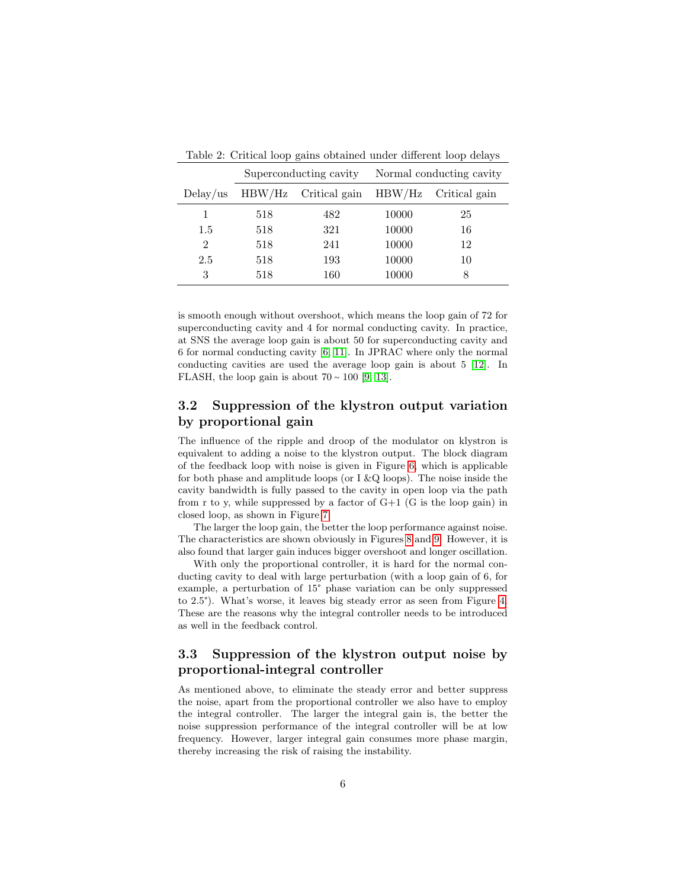Table 2: Critical loop gains obtained under different loop delays

| | Superconducting cavity | | Normal conducting cavity | |
|---|---|---|---|---|
| Delay/us | HBW/Hz | Critical gain | HBW/Hz | Critical gain |
| 1 | 518 | 482 | 10000 | 25 |
| 1.5 | 518 | 321 | 10000 | 16 |
| 2 | 518 | 241 | 10000 | 12 |
| 2.5 | 518 | 193 | 10000 | 10 |
| 3 | 518 | 160 | 10000 | 8 |

is smooth enough without overshoot, which means the loop gain of 72 for superconducting cavity and 4 for normal conducting cavity. In practice, at SNS the average loop gain is about 50 for superconducting cavity and 6 for normal conducting cavity [6, 11]. In JPRAC where only the normal conducting cavities are used the average loop gain is about 5 [12]. In FLASH, the loop gain is about 70 ~ 100 [9, 13].

## 3.2 Suppression of the klystron output variation by proportional gain

The influence of the ripple and droop of the modulator on klystron is equivalent to adding a noise to the klystron output. The block diagram of the feedback loop with noise is given in Figure 6, which is applicable for both phase and amplitude loops (or I &Q loops). The noise inside the cavity bandwidth is fully passed to the cavity in open loop via the path from r to y, while suppressed by a factor of G+1 (G is the loop gain) in closed loop, as shown in Figure 7.

The larger the loop gain, the better the loop performance against noise. The characteristics are shown obviously in Figures 8 and 9. However, it is also found that larger gain induces bigger overshoot and longer oscillation.

With only the proportional controller, it is hard for the normal conducting cavity to deal with large perturbation (with a loop gain of 6, for example, a perturbation of 15° phase variation can be only suppressed to 2.5°). What's worse, it leaves big steady error as seen from Figure 4. These are the reasons why the integral controller needs to be introduced as well in the feedback control.

## 3.3 Suppression of the klystron output noise by proportional-integral controller

As mentioned above, to eliminate the steady error and better suppress the noise, apart from the proportional controller we also have to employ the integral controller. The larger the integral gain is, the better the noise suppression performance of the integral controller will be at low frequency. However, larger integral gain consumes more phase margin, thereby increasing the risk of raising the instability.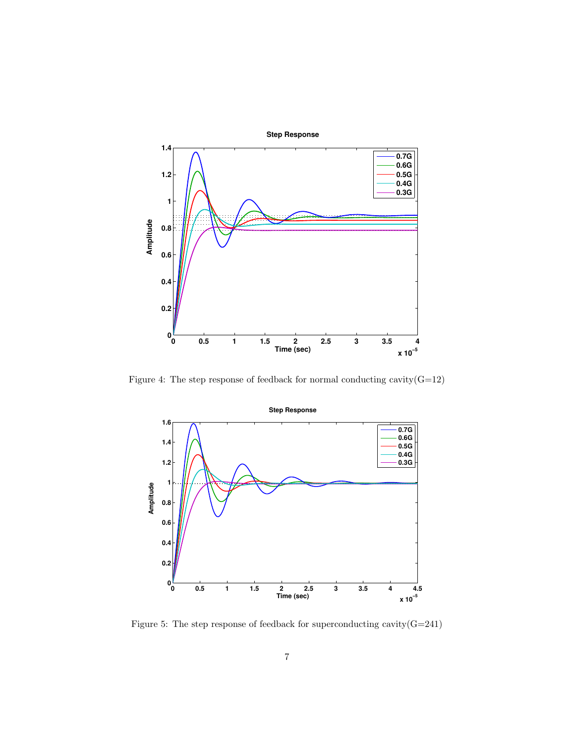Figure 4: The step response of feedback for normal conducting cavity(G=12)

Figure 5: The step response of feedback for superconducting cavity(G=241)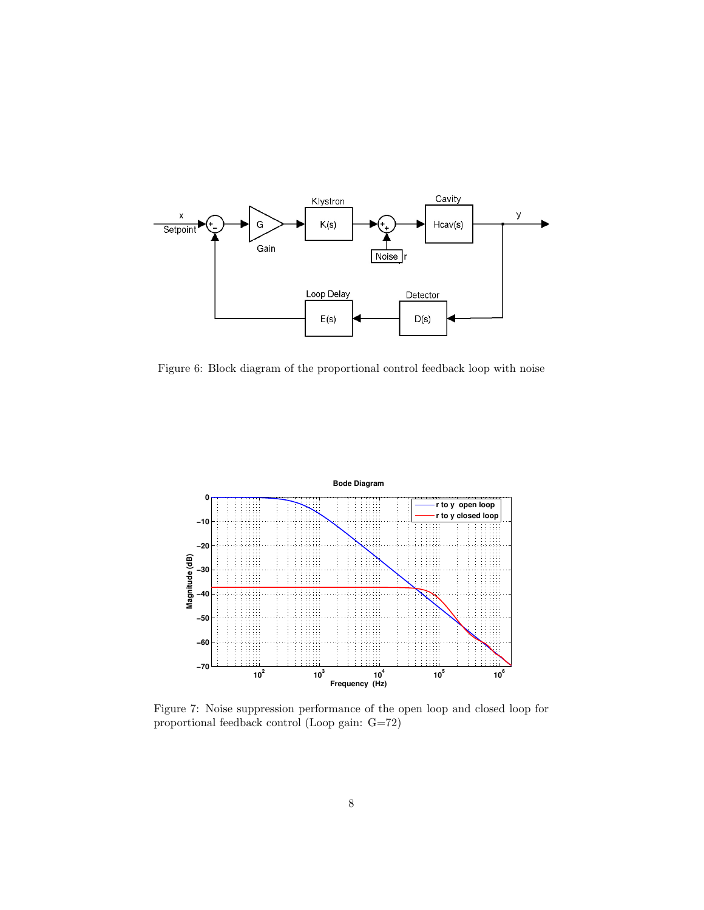Figure 6: Block diagram of the proportional control feedback loop with noise

Figure 7: Noise suppression performance of the open loop and closed loop for proportional feedback control (Loop gain: G=72)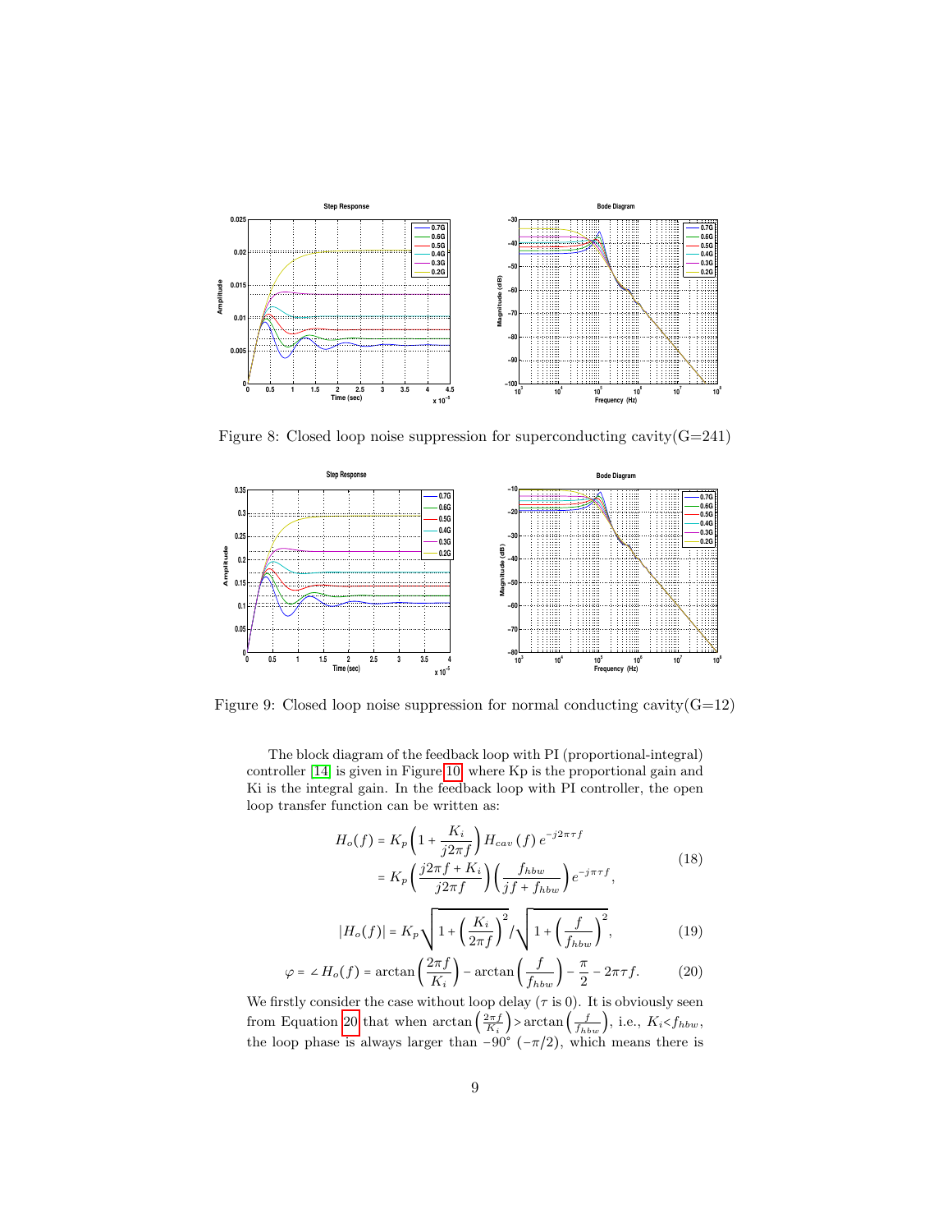Figure 8: Closed loop noise suppression for superconducting cavity(G=241)

Figure 9: Closed loop noise suppression for normal conducting cavity(G=12)

The block diagram of the feedback loop with PI (proportional-integral) controller [14] is given in Figure 10, where Kp is the proportional gain and Ki is the integral gain. In the feedback loop with PI controller, the open loop transfer function can be written as:

$$
\begin{aligned}
H_o(f) &= K_p\left(1+\frac{K_i}{j2\pi f}\right)H_{cav}\left(f\right)e^{-j2\pi\tau f} \\
&= K_p\left(\frac{j2\pi f + K_i}{j2\pi f}\right)\left(\frac{f_{hbw}}{jf + f_{hbw}}\right)e^{-j\pi\tau f},
\end{aligned}
\tag{18}
$$

$$
|H_o(f)| = K_p\sqrt{1+\left(\frac{K_i}{2\pi f}\right)^2}\Big/\sqrt{1+\left(\frac{f}{f_{hbw}}\right)^2}, \tag{19}
$$

$$
\varphi = \angle H_o(f) = \arctan\left(\frac{2\pi f}{K_i}\right) - \arctan\left(\frac{f}{f_{hbw}}\right) - \frac{\pi}{2} - 2\pi\tau f. \tag{20}
$$

We firstly consider the case without loop delay ($\tau$ is 0). It is obviously seen from Equation 20 that when $\arctan\left(\frac{2\pi f}{K_i}\right) > \arctan\left(\frac{f}{f_{hbw}}\right)$, i.e., $K_i < f_{hbw}$, the loop phase is always larger than $-90°$ ($-\pi/2$), which means there is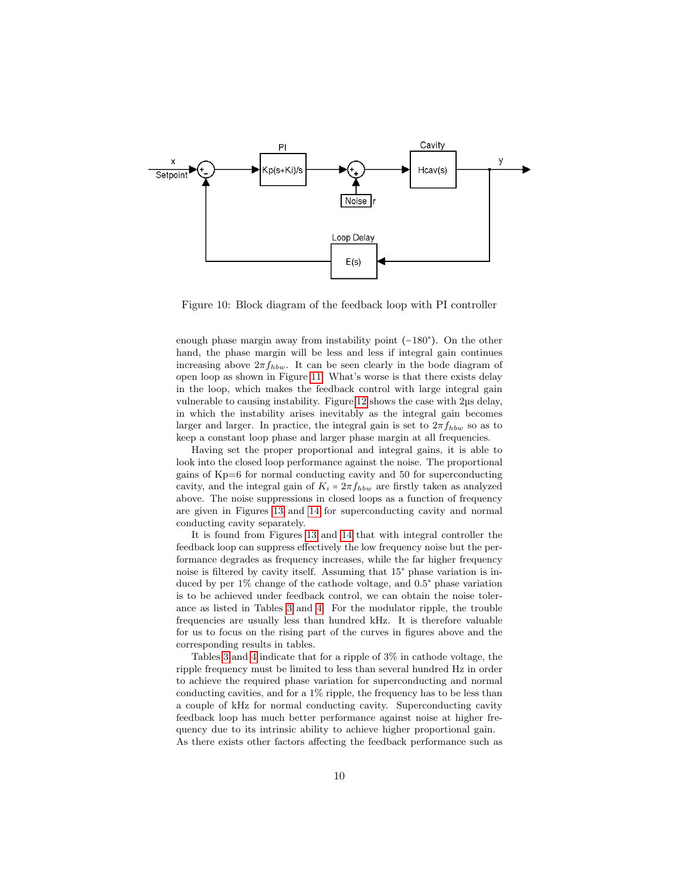Figure 10: Block diagram of the feedback loop with PI controller

enough phase margin away from instability point (−180°). On the other hand, the phase margin will be less and less if integral gain continues increasing above $2\pi f_{hbw}$. It can be seen clearly in the bode diagram of open loop as shown in Figure 11. What's worse is that there exists delay in the loop, which makes the feedback control with large integral gain vulnerable to causing instability. Figure 12 shows the case with 2µs delay, in which the instability arises inevitably as the integral gain becomes larger and larger. In practice, the integral gain is set to $2\pi f_{hbw}$ so as to keep a constant loop phase and larger phase margin at all frequencies.

Having set the proper proportional and integral gains, it is able to look into the closed loop performance against the noise. The proportional gains of Kp=6 for normal conducting cavity and 50 for superconducting cavity, and the integral gain of $K_i = 2\pi f_{hbw}$ are firstly taken as analyzed above. The noise suppressions in closed loops as a function of frequency are given in Figures 13 and 14 for superconducting cavity and normal conducting cavity separately.

It is found from Figures 13 and 14 that with integral controller the feedback loop can suppress effectively the low frequency noise but the performance degrades as frequency increases, while the far higher frequency noise is filtered by cavity itself. Assuming that 15° phase variation is induced by per 1% change of the cathode voltage, and 0.5° phase variation is to be achieved under feedback control, we can obtain the noise tolerance as listed in Tables 3 and 4. For the modulator ripple, the trouble frequencies are usually less than hundred kHz. It is therefore valuable for us to focus on the rising part of the curves in figures above and the corresponding results in tables.

Tables 3 and 4 indicate that for a ripple of 3% in cathode voltage, the ripple frequency must be limited to less than several hundred Hz in order to achieve the required phase variation for superconducting and normal conducting cavities, and for a 1% ripple, the frequency has to be less than a couple of kHz for normal conducting cavity. Superconducting cavity feedback loop has much better performance against noise at higher frequency due to its intrinsic ability to achieve higher proportional gain.
As there exists other factors affecting the feedback performance such as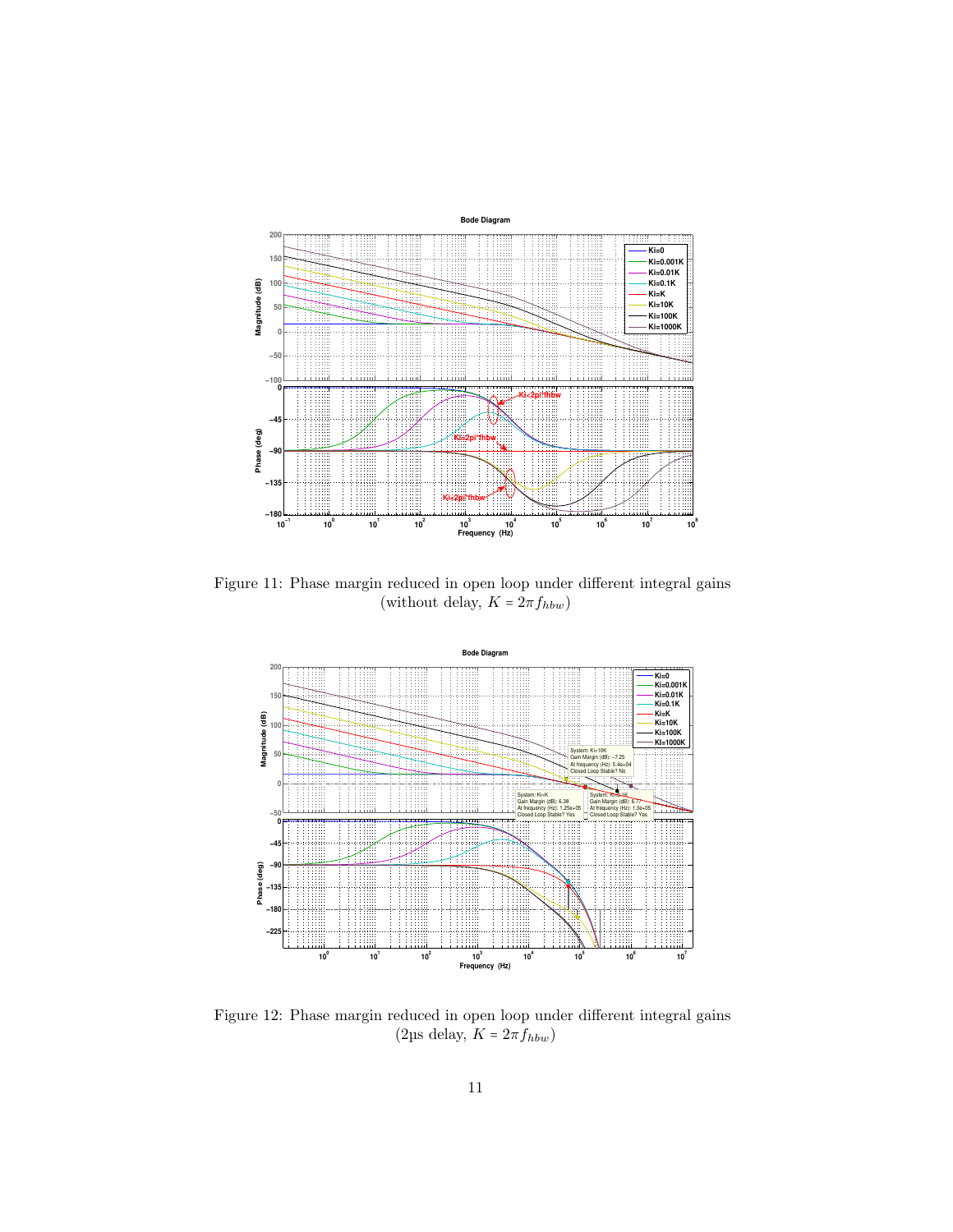Figure 11: Phase margin reduced in open loop under different integral gains (without delay, $K = 2\pi f_{hbw}$)

Figure 12: Phase margin reduced in open loop under different integral gains (2µs delay, $K = 2\pi f_{hbw}$)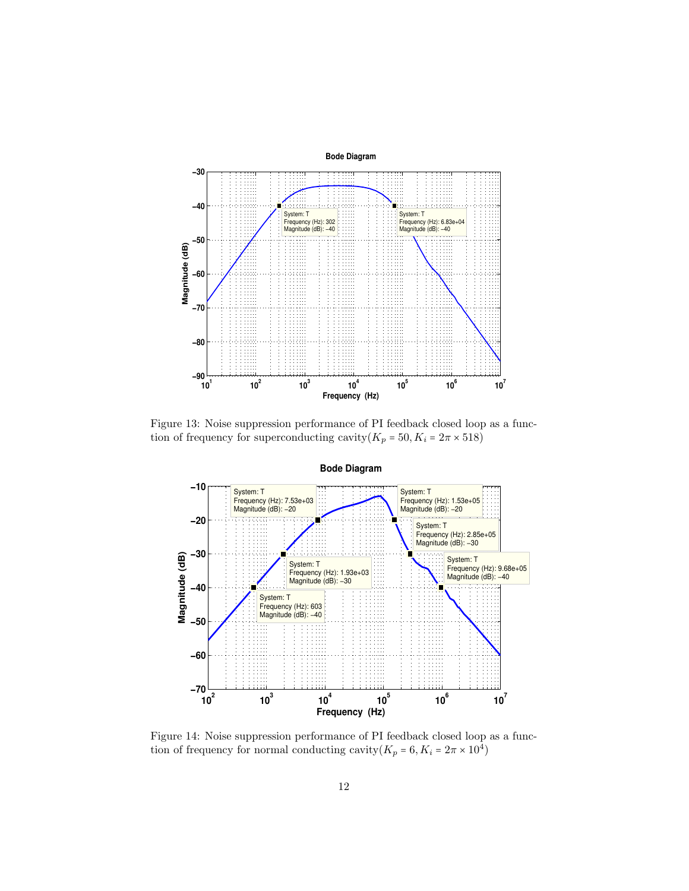Figure 13: Noise suppression performance of PI feedback closed loop as a function of frequency for superconducting cavity($K_p = 50, K_i = 2\pi \times 518$)

Figure 14: Noise suppression performance of PI feedback closed loop as a function of frequency for normal conducting cavity($K_p = 6, K_i = 2\pi \times 10^4$)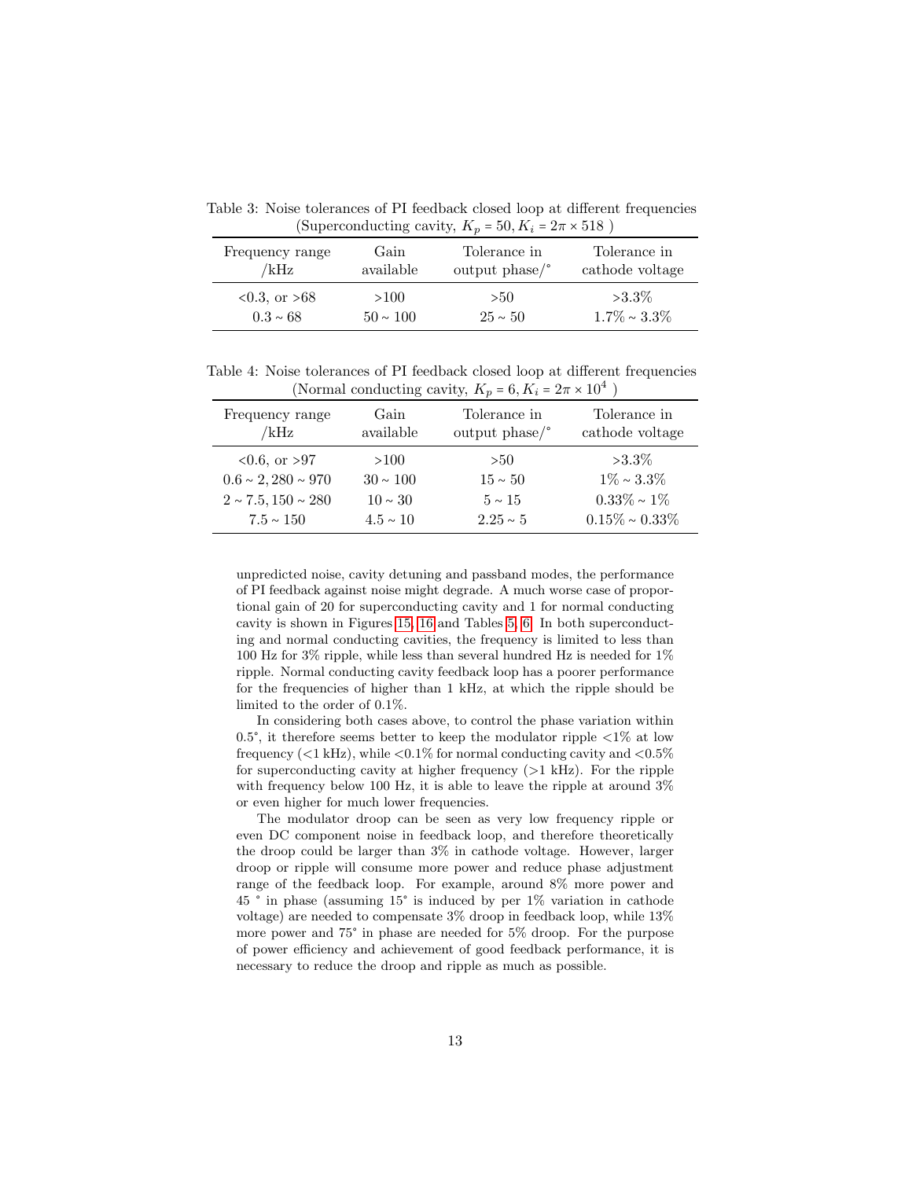Table 3: Noise tolerances of PI feedback closed loop at different frequencies (Superconducting cavity, $K_p = 50, K_i = 2\pi \times 518$ )

| Frequency range /kHz | Gain available | Tolerance in output phase/° | Tolerance in cathode voltage |
|---|---|---|---|
| <0.3, or >68 | >100 | >50 | >3.3% |
| 0.3 ~ 68 | 50 ~ 100 | 25 ~ 50 | 1.7% ~ 3.3% |

Table 4: Noise tolerances of PI feedback closed loop at different frequencies (Normal conducting cavity, $K_p = 6, K_i = 2\pi \times 10^4$ )

| Frequency range /kHz | Gain available | Tolerance in output phase/° | Tolerance in cathode voltage |
|---|---|---|---|
| <0.6, or >97 | >100 | >50 | >3.3% |
| 0.6 ~ 2, 280 ~ 970 | 30 ~ 100 | 15 ~ 50 | 1% ~ 3.3% |
| 2 ~ 7.5, 150 ~ 280 | 10 ~ 30 | 5 ~ 15 | 0.33% ~ 1% |
| 7.5 ~ 150 | 4.5 ~ 10 | 2.25 ~ 5 | 0.15% ~ 0.33% |

unpredicted noise, cavity detuning and passband modes, the performance of PI feedback against noise might degrade. A much worse case of proportional gain of 20 for superconducting cavity and 1 for normal conducting cavity is shown in Figures 15, 16 and Tables 5, 6. In both superconducting and normal conducting cavities, the frequency is limited to less than 100 Hz for 3% ripple, while less than several hundred Hz is needed for 1% ripple. Normal conducting cavity feedback loop has a poorer performance for the frequencies of higher than 1 kHz, at which the ripple should be limited to the order of 0.1%.

In considering both cases above, to control the phase variation within 0.5°, it therefore seems better to keep the modulator ripple <1% at low frequency (<1 kHz), while <0.1% for normal conducting cavity and <0.5% for superconducting cavity at higher frequency (>1 kHz). For the ripple with frequency below 100 Hz, it is able to leave the ripple at around 3% or even higher for much lower frequencies.

The modulator droop can be seen as very low frequency ripple or even DC component noise in feedback loop, and therefore theoretically the droop could be larger than 3% in cathode voltage. However, larger droop or ripple will consume more power and reduce phase adjustment range of the feedback loop. For example, around 8% more power and 45 ° in phase (assuming 15° is induced by per 1% variation in cathode voltage) are needed to compensate 3% droop in feedback loop, while 13% more power and 75° in phase are needed for 5% droop. For the purpose of power efficiency and achievement of good feedback performance, it is necessary to reduce the droop and ripple as much as possible.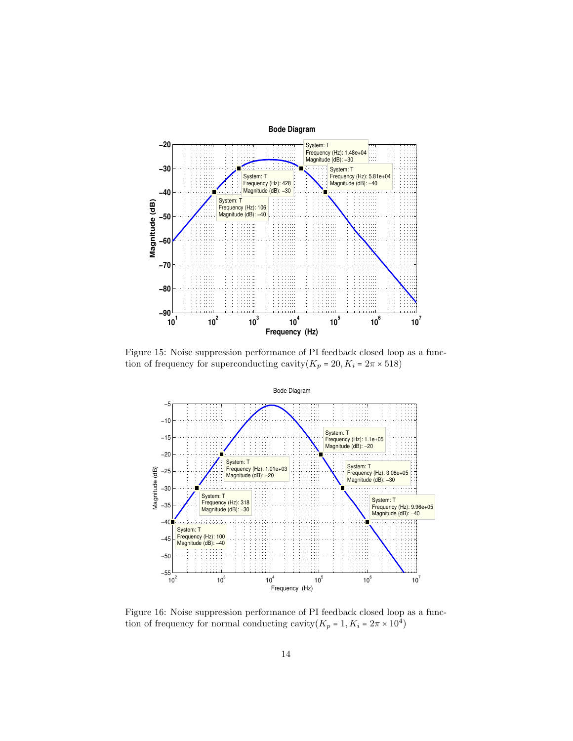Figure 15: Noise suppression performance of PI feedback closed loop as a function of frequency for superconducting cavity($K_p = 20, K_i = 2\pi \times 518$)

Figure 16: Noise suppression performance of PI feedback closed loop as a function of frequency for normal conducting cavity($K_p = 1, K_i = 2\pi \times 10^4$)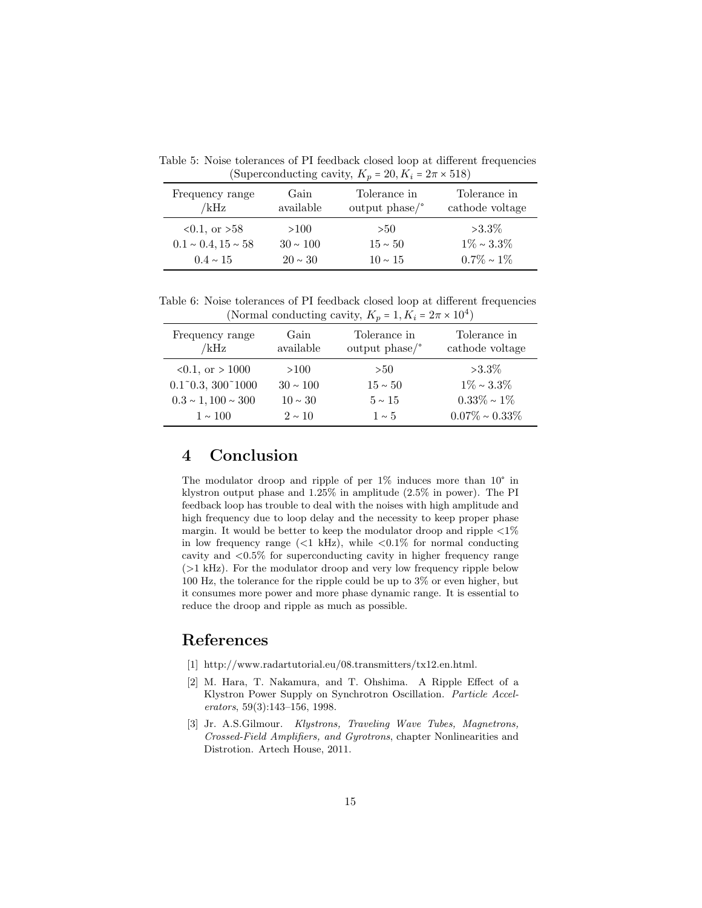Table 5: Noise tolerances of PI feedback closed loop at different frequencies (Superconducting cavity, $K_p = 20, K_i = 2\pi \times 518$)

| Frequency range /kHz | Gain available | Tolerance in output phase/° | Tolerance in cathode voltage |
|---|---|---|---|
| <0.1, or >58 | >100 | >50 | >3.3% |
| $0.1 \sim 0.4, 15 \sim 58$ | $30 \sim 100$ | $15 \sim 50$ | $1\% \sim 3.3\%$ |
| $0.4 \sim 15$ | $20 \sim 30$ | $10 \sim 15$ | $0.7\% \sim 1\%$ |

Table 6: Noise tolerances of PI feedback closed loop at different frequencies (Normal conducting cavity, $K_p = 1, K_i = 2\pi \times 10^4$)

| Frequency range /kHz | Gain available | Tolerance in output phase/° | Tolerance in cathode voltage |
|---|---|---|---|
| <0.1, or > 1000 | >100 | >50 | >3.3% |
| 0.1~0.3, 300~1000 | $30 \sim 100$ | $15 \sim 50$ | $1\% \sim 3.3\%$ |
| $0.3 \sim 1, 100 \sim 300$ | $10 \sim 30$ | $5 \sim 15$ | $0.33\% \sim 1\%$ |
| $1 \sim 100$ | $2 \sim 10$ | $1 \sim 5$ | $0.07\% \sim 0.33\%$ |

## 4 Conclusion

The modulator droop and ripple of per 1% induces more than 10° in klystron output phase and 1.25% in amplitude (2.5% in power). The PI feedback loop has trouble to deal with the noises with high amplitude and high frequency due to loop delay and the necessity to keep proper phase margin. It would be better to keep the modulator droop and ripple <1% in low frequency range (<1 kHz), while <0.1% for normal conducting cavity and <0.5% for superconducting cavity in higher frequency range (>1 kHz). For the modulator droop and very low frequency ripple below 100 Hz, the tolerance for the ripple could be up to 3% or even higher, but it consumes more power and more phase dynamic range. It is essential to reduce the droop and ripple as much as possible.

## References

[1] http://www.radartutorial.eu/08.transmitters/tx12.en.html.

[2] M. Hara, T. Nakamura, and T. Ohshima. A Ripple Effect of a Klystron Power Supply on Synchrotron Oscillation. *Particle Accelerators*, 59(3):143–156, 1998.

[3] Jr. A.S.Gilmour. *Klystrons, Traveling Wave Tubes, Magnetrons, Crossed-Field Amplifiers, and Gyrotrons*, chapter Nonlinearities and Distrotion. Artech House, 2011.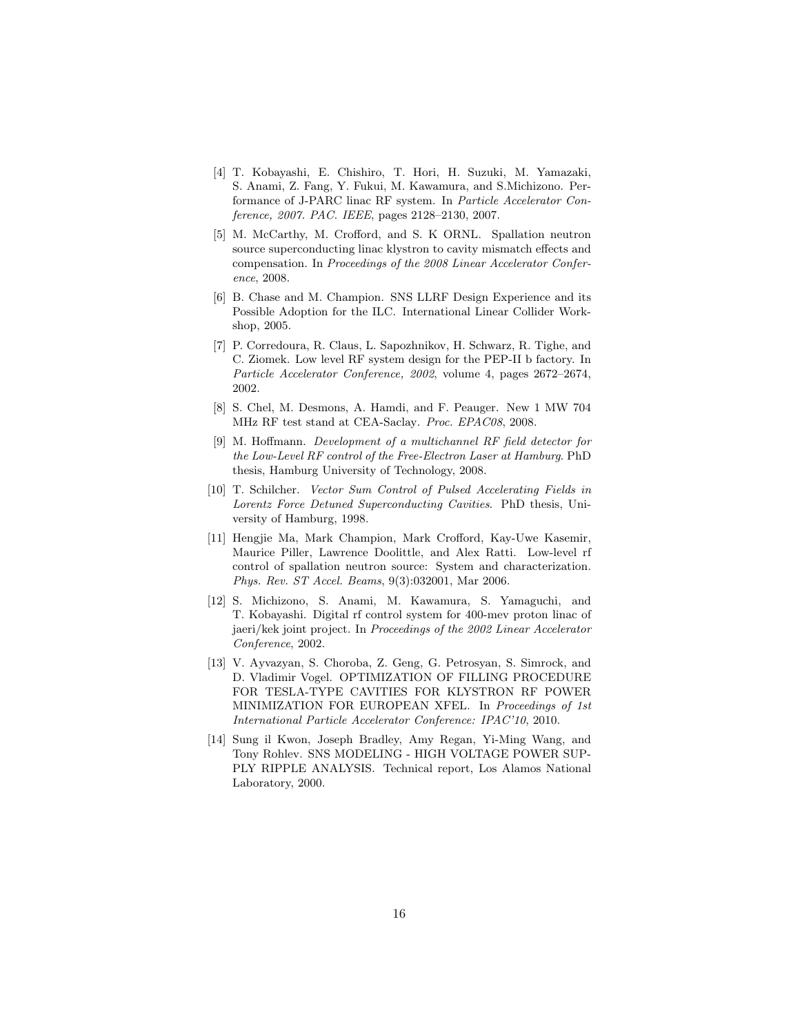[4] T. Kobayashi, E. Chishiro, T. Hori, H. Suzuki, M. Yamazaki, S. Anami, Z. Fang, Y. Fukui, M. Kawamura, and S.Michizono. Performance of J-PARC linac RF system. In *Particle Accelerator Conference, 2007. PAC. IEEE*, pages 2128–2130, 2007.

[5] M. McCarthy, M. Crofford, and S. K ORNL. Spallation neutron source superconducting linac klystron to cavity mismatch effects and compensation. In *Proceedings of the 2008 Linear Accelerator Conference*, 2008.

[6] B. Chase and M. Champion. SNS LLRF Design Experience and its Possible Adoption for the ILC. International Linear Collider Workshop, 2005.

[7] P. Corredoura, R. Claus, L. Sapozhnikov, H. Schwarz, R. Tighe, and C. Ziomek. Low level RF system design for the PEP-II b factory. In *Particle Accelerator Conference, 2002*, volume 4, pages 2672–2674, 2002.

[8] S. Chel, M. Desmons, A. Hamdi, and F. Peauger. New 1 MW 704 MHz RF test stand at CEA-Saclay. *Proc. EPAC08*, 2008.

[9] M. Hoffmann. *Development of a multichannel RF field detector for the Low-Level RF control of the Free-Electron Laser at Hamburg*. PhD thesis, Hamburg University of Technology, 2008.

[10] T. Schilcher. *Vector Sum Control of Pulsed Accelerating Fields in Lorentz Force Detuned Superconducting Cavities*. PhD thesis, University of Hamburg, 1998.

[11] Hengjie Ma, Mark Champion, Mark Crofford, Kay-Uwe Kasemir, Maurice Piller, Lawrence Doolittle, and Alex Ratti. Low-level rf control of spallation neutron source: System and characterization. *Phys. Rev. ST Accel. Beams*, 9(3):032001, Mar 2006.

[12] S. Michizono, S. Anami, M. Kawamura, S. Yamaguchi, and T. Kobayashi. Digital rf control system for 400-mev proton linac of jaeri/kek joint project. In *Proceedings of the 2002 Linear Accelerator Conference*, 2002.

[13] V. Ayvazyan, S. Choroba, Z. Geng, G. Petrosyan, S. Simrock, and D. Vladimir Vogel. OPTIMIZATION OF FILLING PROCEDURE FOR TESLA-TYPE CAVITIES FOR KLYSTRON RF POWER MINIMIZATION FOR EUROPEAN XFEL. In *Proceedings of 1st International Particle Accelerator Conference: IPAC'10*, 2010.

[14] Sung il Kwon, Joseph Bradley, Amy Regan, Yi-Ming Wang, and Tony Rohlev. SNS MODELING - HIGH VOLTAGE POWER SUPPLY RIPPLE ANALYSIS. Technical report, Los Alamos National Laboratory, 2000.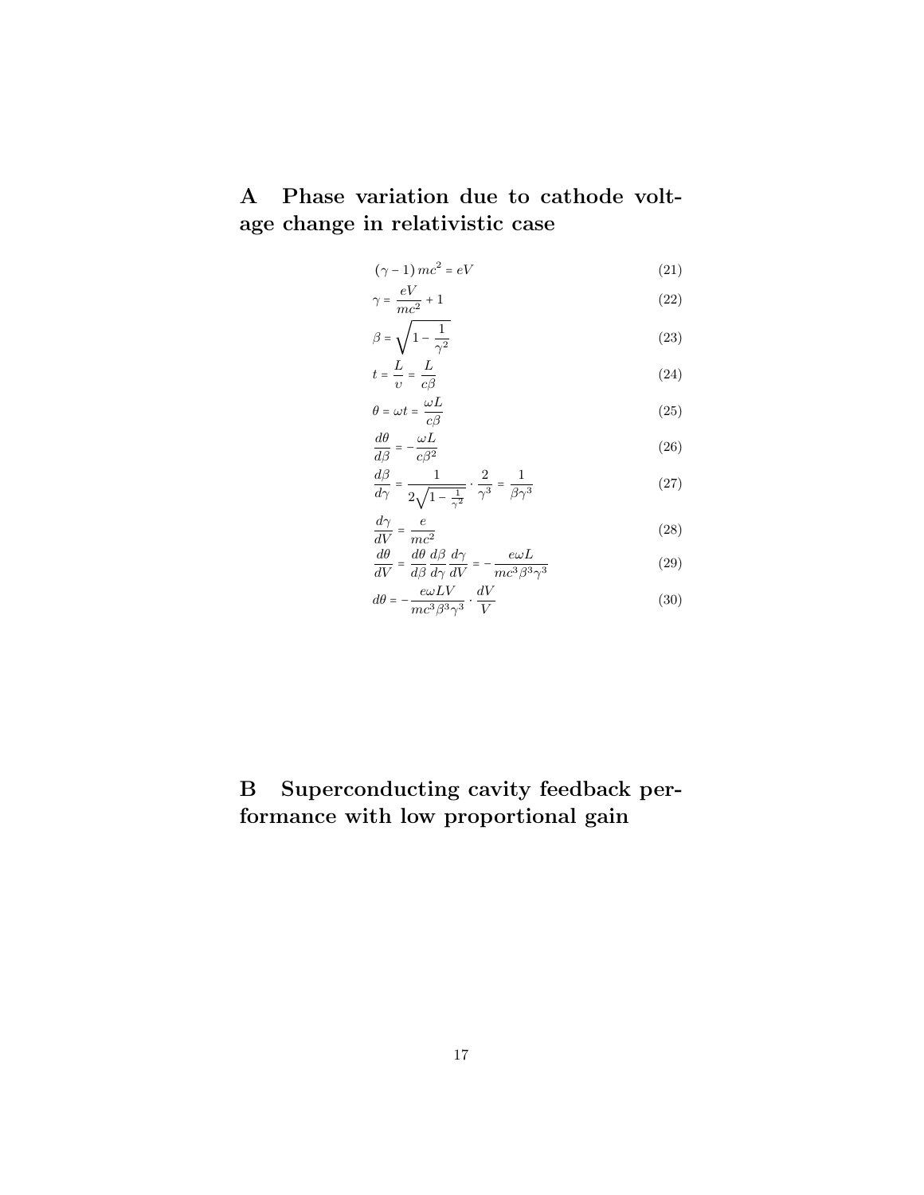# A Phase variation due to cathode voltage change in relativistic case

$$(\gamma - 1)\, mc^2 = eV \tag{21}$$

$$\gamma = \frac{eV}{mc^2} + 1 \tag{22}$$

$$\beta = \sqrt{1 - \frac{1}{\gamma^2}} \tag{23}$$

$$t = \frac{L}{v} = \frac{L}{c\beta} \tag{24}$$

$$\theta = \omega t = \frac{\omega L}{c\beta} \tag{25}$$

$$\frac{d\theta}{d\beta} = -\frac{\omega L}{c\beta^2} \tag{26}$$

$$\frac{d\beta}{d\gamma} = \frac{1}{2\sqrt{1 - \frac{1}{\gamma^2}}} \cdot \frac{2}{\gamma^3} = \frac{1}{\beta\gamma^3} \tag{27}$$

$$\frac{d\gamma}{dV} = \frac{e}{mc^2} \tag{28}$$

$$\frac{d\theta}{dV} = \frac{d\theta}{d\beta}\frac{d\beta}{d\gamma}\frac{d\gamma}{dV} = -\frac{e\omega L}{mc^3\beta^3\gamma^3} \tag{29}$$

$$d\theta = -\frac{e\omega LV}{mc^3\beta^3\gamma^3} \cdot \frac{dV}{V} \tag{30}$$

# B Superconducting cavity feedback performance with low proportional gain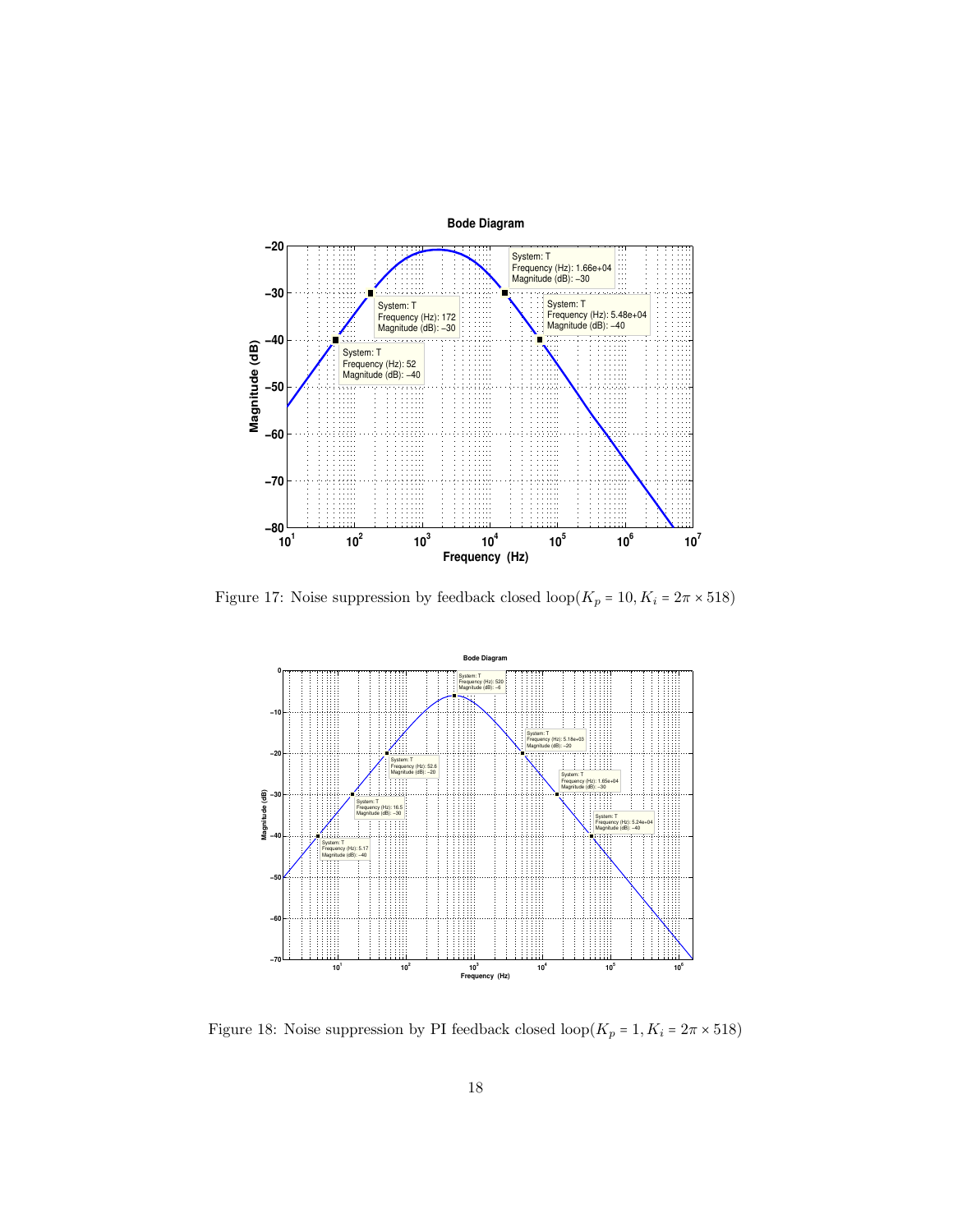Bode Diagram

System: T
Frequency (Hz): 1.66e+04
Magnitude (dB): −30

System: T
Frequency (Hz): 172
Magnitude (dB): −30

System: T
Frequency (Hz): 5.48e+04
Magnitude (dB): −40

System: T
Frequency (Hz): 52
Magnitude (dB): −40

Magnitude (dB)

−20
−30
−40
−50
−60
−70
−80

$10^1$ $10^2$ $10^3$ $10^4$ $10^5$ $10^6$ $10^7$

Frequency (Hz)

Figure 17: Noise suppression by feedback closed loop($K_p = 10, K_i = 2\pi \times 518$)

Bode Diagram

System: T
Frequency (Hz): 520
Magnitude (dB): −6

System: T
Frequency (Hz): 5.18e+03
Magnitude (dB): −20

System: T
Frequency (Hz): 52.6
Magnitude (dB): −20

System: T
Frequency (Hz): 1.65e+04
Magnitude (dB): −30

System: T
Frequency (Hz): 16.5
Magnitude (dB): −30

System: T
Frequency (Hz): 5.24e+04
Magnitude (dB): −40

System: T
Frequency (Hz): 5.17
Magnitude (dB): −40

Magnitude (dB)

0
−10
−20
−30
−40
−50
−60
−70

$10^1$ $10^2$ $10^3$ $10^4$ $10^5$ $10^6$

Frequency (Hz)

Figure 18: Noise suppression by PI feedback closed loop($K_p = 1, K_i = 2\pi \times 518$)